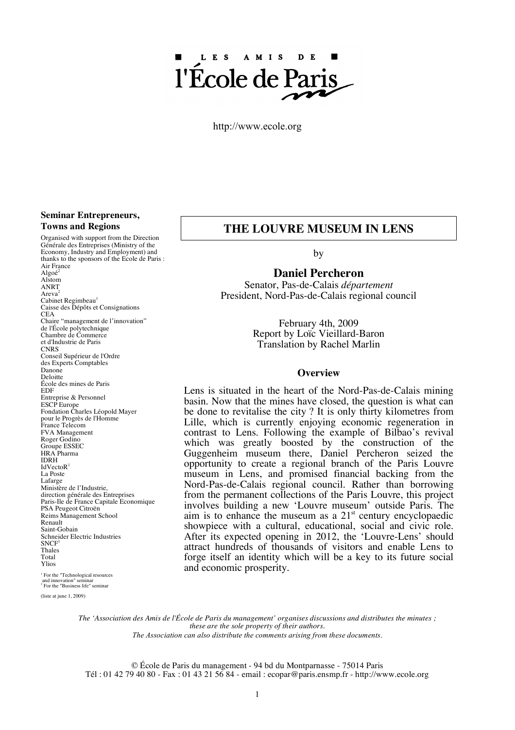LES AMIS DE

l'École de Paris

http://www.ecole.org

**Seminar Entrepreneurs, Towns and Regions**

Organised with support from the Direction Générale des Entreprises (Ministry of the Economy, Industry and Employment) and thanks to the sponsors of the Ecole de Paris :
Air France
Algoé[2]
Alstom
ANRT
Areva[2]
Cabinet Regimbeau[1]
Caisse des Dépôts et Consignations
CEA
Chaire "management de l'innovation" de l'École polytechnique
Chambre de Commerce et d'Industrie de Paris
CNRS
Conseil Supérieur de l'Ordre des Experts Comptables
Danone
Deloitte
École des mines de Paris
EDF
Entreprise & Personnel
ESCP Europe
Fondation Charles Léopold Mayer pour le Progrès de l'Homme
France Telecom
FVA Management
Roger Godino
Groupe ESSEC
HRA Pharma
IDRH
IdVectoR[1]
La Poste
Lafarge
Ministère de l'Industrie, direction générale des Entreprises
Paris-Ile de France Capitale Economique
PSA Peugeot Citroën
Reims Management School
Renault
Saint-Gobain
Schneider Electric Industries
SNCF[1]
Thales
Total
Ylios

[1] For the "Technological resources and innovation" seminar
[2] For the "Business life" seminar

(liste at june 1, 2009)

# THE LOUVRE MUSEUM IN LENS

by

**Daniel Percheron**

Senator, Pas-de-Calais *département*
President, Nord-Pas-de-Calais regional council

February 4th, 2009
Report by Loïc Vieillard-Baron
Translation by Rachel Marlin

**Overview**

Lens is situated in the heart of the Nord-Pas-de-Calais mining basin. Now that the mines have closed, the question is what can be done to revitalise the city ? It is only thirty kilometres from Lille, which is currently enjoying economic regeneration in contrast to Lens. Following the example of Bilbao's revival which was greatly boosted by the construction of the Guggenheim museum there, Daniel Percheron seized the opportunity to create a regional branch of the Paris Louvre museum in Lens, and promised financial backing from the Nord-Pas-de-Calais regional council. Rather than borrowing from the permanent collections of the Paris Louvre, this project involves building a new 'Louvre museum' outside Paris. The aim is to enhance the museum as a 21st century encyclopaedic showpiece with a cultural, educational, social and civic role. After its expected opening in 2012, the 'Louvre-Lens' should attract hundreds of thousands of visitors and enable Lens to forge itself an identity which will be a key to its future social and economic prosperity.

*The 'Association des Amis de l'École de Paris du management' organises discussions and distributes the minutes ; these are the sole property of their authors.*
*The Association can also distribute the comments arising from these documents.*

© École de Paris du management - 94 bd du Montparnasse - 75014 Paris
Tél : 01 42 79 40 80 - Fax : 01 43 21 56 84 - email : ecopar@paris.ensmp.fr - http://www.ecole.org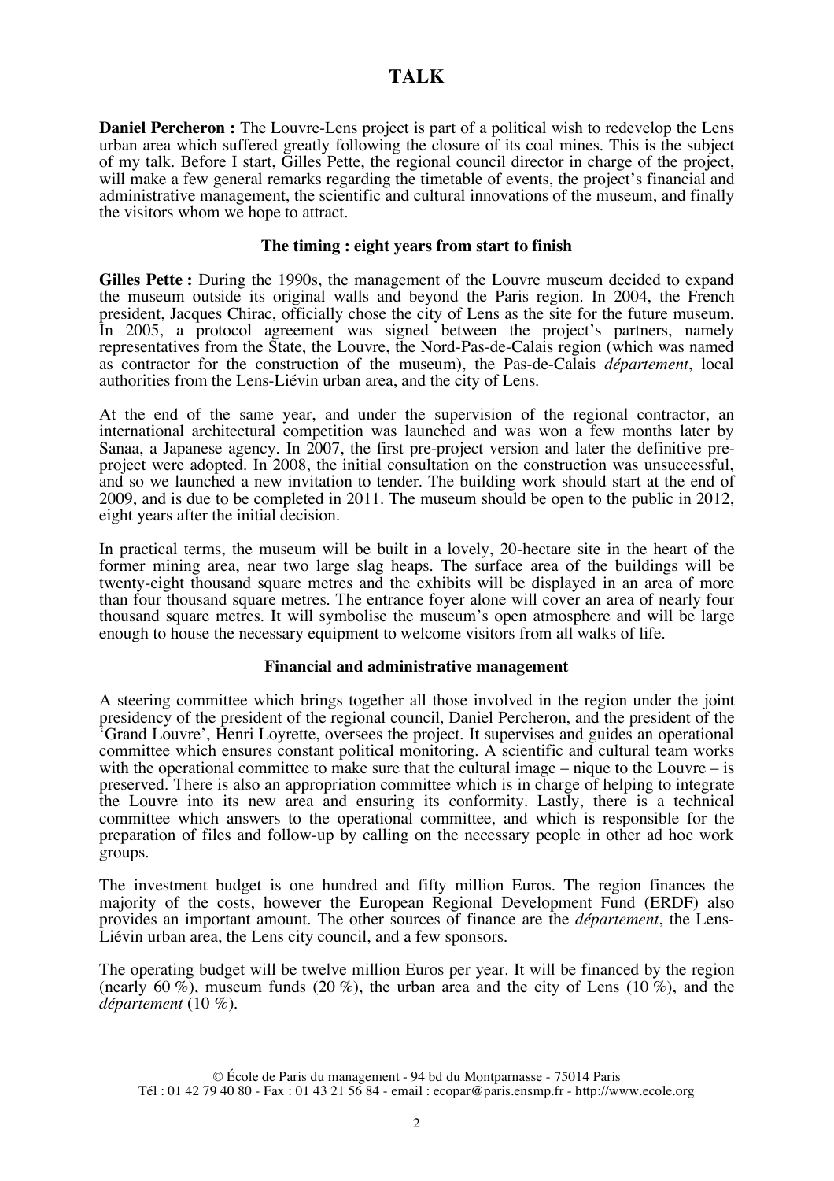# TALK

**Daniel Percheron :** The Louvre-Lens project is part of a political wish to redevelop the Lens urban area which suffered greatly following the closure of its coal mines. This is the subject of my talk. Before I start, Gilles Pette, the regional council director in charge of the project, will make a few general remarks regarding the timetable of events, the project's financial and administrative management, the scientific and cultural innovations of the museum, and finally the visitors whom we hope to attract.

### The timing : eight years from start to finish

**Gilles Pette :** During the 1990s, the management of the Louvre museum decided to expand the museum outside its original walls and beyond the Paris region. In 2004, the French president, Jacques Chirac, officially chose the city of Lens as the site for the future museum. In 2005, a protocol agreement was signed between the project's partners, namely representatives from the State, the Louvre, the Nord-Pas-de-Calais region (which was named as contractor for the construction of the museum), the Pas-de-Calais *département*, local authorities from the Lens-Liévin urban area, and the city of Lens.

At the end of the same year, and under the supervision of the regional contractor, an international architectural competition was launched and was won a few months later by Sanaa, a Japanese agency. In 2007, the first pre-project version and later the definitive pre-project were adopted. In 2008, the initial consultation on the construction was unsuccessful, and so we launched a new invitation to tender. The building work should start at the end of 2009, and is due to be completed in 2011. The museum should be open to the public in 2012, eight years after the initial decision.

In practical terms, the museum will be built in a lovely, 20-hectare site in the heart of the former mining area, near two large slag heaps. The surface area of the buildings will be twenty-eight thousand square metres and the exhibits will be displayed in an area of more than four thousand square metres. The entrance foyer alone will cover an area of nearly four thousand square metres. It will symbolise the museum's open atmosphere and will be large enough to house the necessary equipment to welcome visitors from all walks of life.

### Financial and administrative management

A steering committee which brings together all those involved in the region under the joint presidency of the president of the regional council, Daniel Percheron, and the president of the 'Grand Louvre', Henri Loyrette, oversees the project. It supervises and guides an operational committee which ensures constant political monitoring. A scientific and cultural team works with the operational committee to make sure that the cultural image – nique to the Louvre – is preserved. There is also an appropriation committee which is in charge of helping to integrate the Louvre into its new area and ensuring its conformity. Lastly, there is a technical committee which answers to the operational committee, and which is responsible for the preparation of files and follow-up by calling on the necessary people in other ad hoc work groups.

The investment budget is one hundred and fifty million Euros. The region finances the majority of the costs, however the European Regional Development Fund (ERDF) also provides an important amount. The other sources of finance are the *département*, the Lens-Liévin urban area, the Lens city council, and a few sponsors.

The operating budget will be twelve million Euros per year. It will be financed by the region (nearly 60 %), museum funds (20 %), the urban area and the city of Lens (10 %), and the *département* (10 %).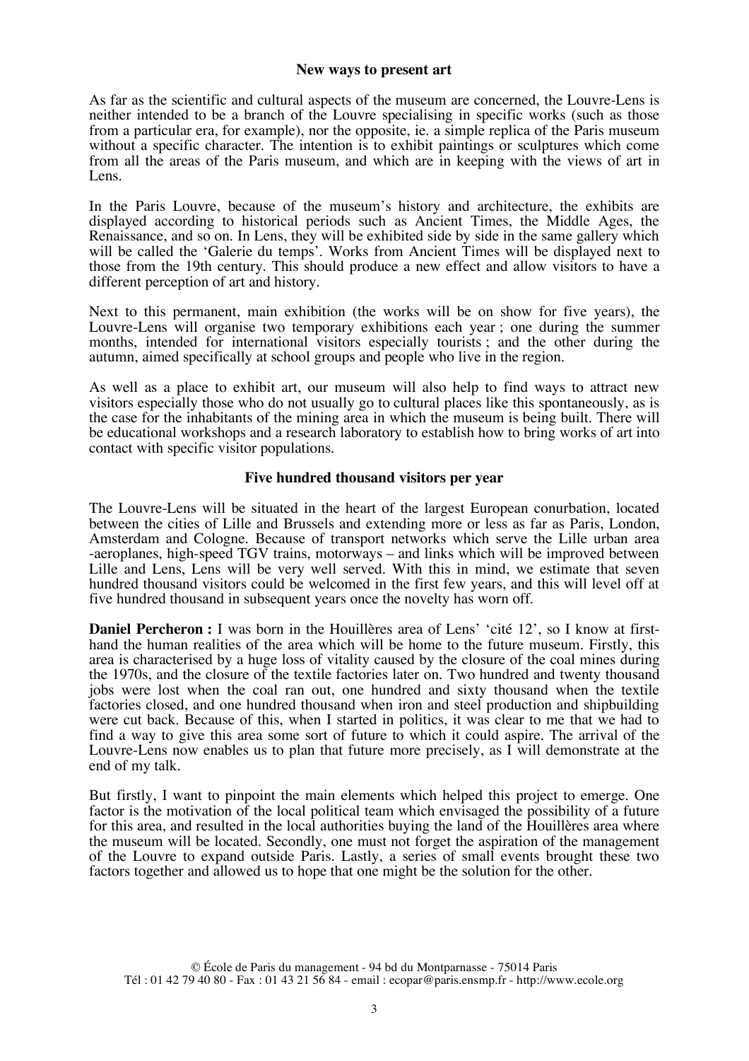### New ways to present art

As far as the scientific and cultural aspects of the museum are concerned, the Louvre-Lens is neither intended to be a branch of the Louvre specialising in specific works (such as those from a particular era, for example), nor the opposite, ie. a simple replica of the Paris museum without a specific character. The intention is to exhibit paintings or sculptures which come from all the areas of the Paris museum, and which are in keeping with the views of art in Lens.

In the Paris Louvre, because of the museum's history and architecture, the exhibits are displayed according to historical periods such as Ancient Times, the Middle Ages, the Renaissance, and so on. In Lens, they will be exhibited side by side in the same gallery which will be called the 'Galerie du temps'. Works from Ancient Times will be displayed next to those from the 19th century. This should produce a new effect and allow visitors to have a different perception of art and history.

Next to this permanent, main exhibition (the works will be on show for five years), the Louvre-Lens will organise two temporary exhibitions each year ; one during the summer months, intended for international visitors especially tourists ; and the other during the autumn, aimed specifically at school groups and people who live in the region.

As well as a place to exhibit art, our museum will also help to find ways to attract new visitors especially those who do not usually go to cultural places like this spontaneously, as is the case for the inhabitants of the mining area in which the museum is being built. There will be educational workshops and a research laboratory to establish how to bring works of art into contact with specific visitor populations.

### Five hundred thousand visitors per year

The Louvre-Lens will be situated in the heart of the largest European conurbation, located between the cities of Lille and Brussels and extending more or less as far as Paris, London, Amsterdam and Cologne. Because of transport networks which serve the Lille urban area -aeroplanes, high-speed TGV trains, motorways – and links which will be improved between Lille and Lens, Lens will be very well served. With this in mind, we estimate that seven hundred thousand visitors could be welcomed in the first few years, and this will level off at five hundred thousand in subsequent years once the novelty has worn off.

**Daniel Percheron :** I was born in the Houillères area of Lens' 'cité 12', so I know at first-hand the human realities of the area which will be home to the future museum. Firstly, this area is characterised by a huge loss of vitality caused by the closure of the coal mines during the 1970s, and the closure of the textile factories later on. Two hundred and twenty thousand jobs were lost when the coal ran out, one hundred and sixty thousand when the textile factories closed, and one hundred thousand when iron and steel production and shipbuilding were cut back. Because of this, when I started in politics, it was clear to me that we had to find a way to give this area some sort of future to which it could aspire. The arrival of the Louvre-Lens now enables us to plan that future more precisely, as I will demonstrate at the end of my talk.

But firstly, I want to pinpoint the main elements which helped this project to emerge. One factor is the motivation of the local political team which envisaged the possibility of a future for this area, and resulted in the local authorities buying the land of the Houillères area where the museum will be located. Secondly, one must not forget the aspiration of the management of the Louvre to expand outside Paris. Lastly, a series of small events brought these two factors together and allowed us to hope that one might be the solution for the other.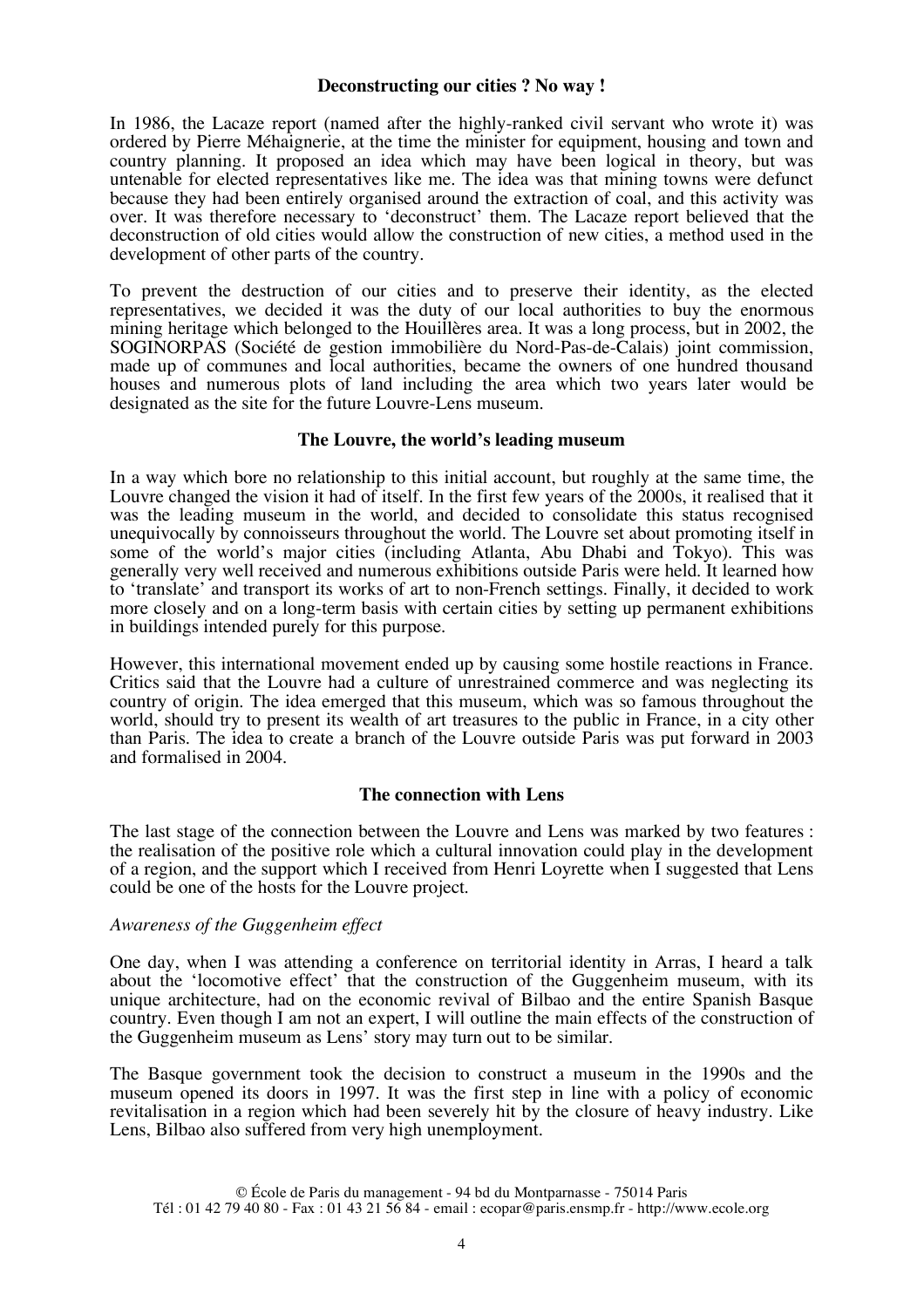### Deconstructing our cities ? No way !

In 1986, the Lacaze report (named after the highly-ranked civil servant who wrote it) was ordered by Pierre Méhaignerie, at the time the minister for equipment, housing and town and country planning. It proposed an idea which may have been logical in theory, but was untenable for elected representatives like me. The idea was that mining towns were defunct because they had been entirely organised around the extraction of coal, and this activity was over. It was therefore necessary to 'deconstruct' them. The Lacaze report believed that the deconstruction of old cities would allow the construction of new cities, a method used in the development of other parts of the country.

To prevent the destruction of our cities and to preserve their identity, as the elected representatives, we decided it was the duty of our local authorities to buy the enormous mining heritage which belonged to the Houillères area. It was a long process, but in 2002, the SOGINORPAS (Société de gestion immobilière du Nord-Pas-de-Calais) joint commission, made up of communes and local authorities, became the owners of one hundred thousand houses and numerous plots of land including the area which two years later would be designated as the site for the future Louvre-Lens museum.

### The Louvre, the world's leading museum

In a way which bore no relationship to this initial account, but roughly at the same time, the Louvre changed the vision it had of itself. In the first few years of the 2000s, it realised that it was the leading museum in the world, and decided to consolidate this status recognised unequivocally by connoisseurs throughout the world. The Louvre set about promoting itself in some of the world's major cities (including Atlanta, Abu Dhabi and Tokyo). This was generally very well received and numerous exhibitions outside Paris were held. It learned how to 'translate' and transport its works of art to non-French settings. Finally, it decided to work more closely and on a long-term basis with certain cities by setting up permanent exhibitions in buildings intended purely for this purpose.

However, this international movement ended up by causing some hostile reactions in France. Critics said that the Louvre had a culture of unrestrained commerce and was neglecting its country of origin. The idea emerged that this museum, which was so famous throughout the world, should try to present its wealth of art treasures to the public in France, in a city other than Paris. The idea to create a branch of the Louvre outside Paris was put forward in 2003 and formalised in 2004.

### The connection with Lens

The last stage of the connection between the Louvre and Lens was marked by two features : the realisation of the positive role which a cultural innovation could play in the development of a region, and the support which I received from Henri Loyrette when I suggested that Lens could be one of the hosts for the Louvre project.

#### *Awareness of the Guggenheim effect*

One day, when I was attending a conference on territorial identity in Arras, I heard a talk about the 'locomotive effect' that the construction of the Guggenheim museum, with its unique architecture, had on the economic revival of Bilbao and the entire Spanish Basque country. Even though I am not an expert, I will outline the main effects of the construction of the Guggenheim museum as Lens' story may turn out to be similar.

The Basque government took the decision to construct a museum in the 1990s and the museum opened its doors in 1997. It was the first step in line with a policy of economic revitalisation in a region which had been severely hit by the closure of heavy industry. Like Lens, Bilbao also suffered from very high unemployment.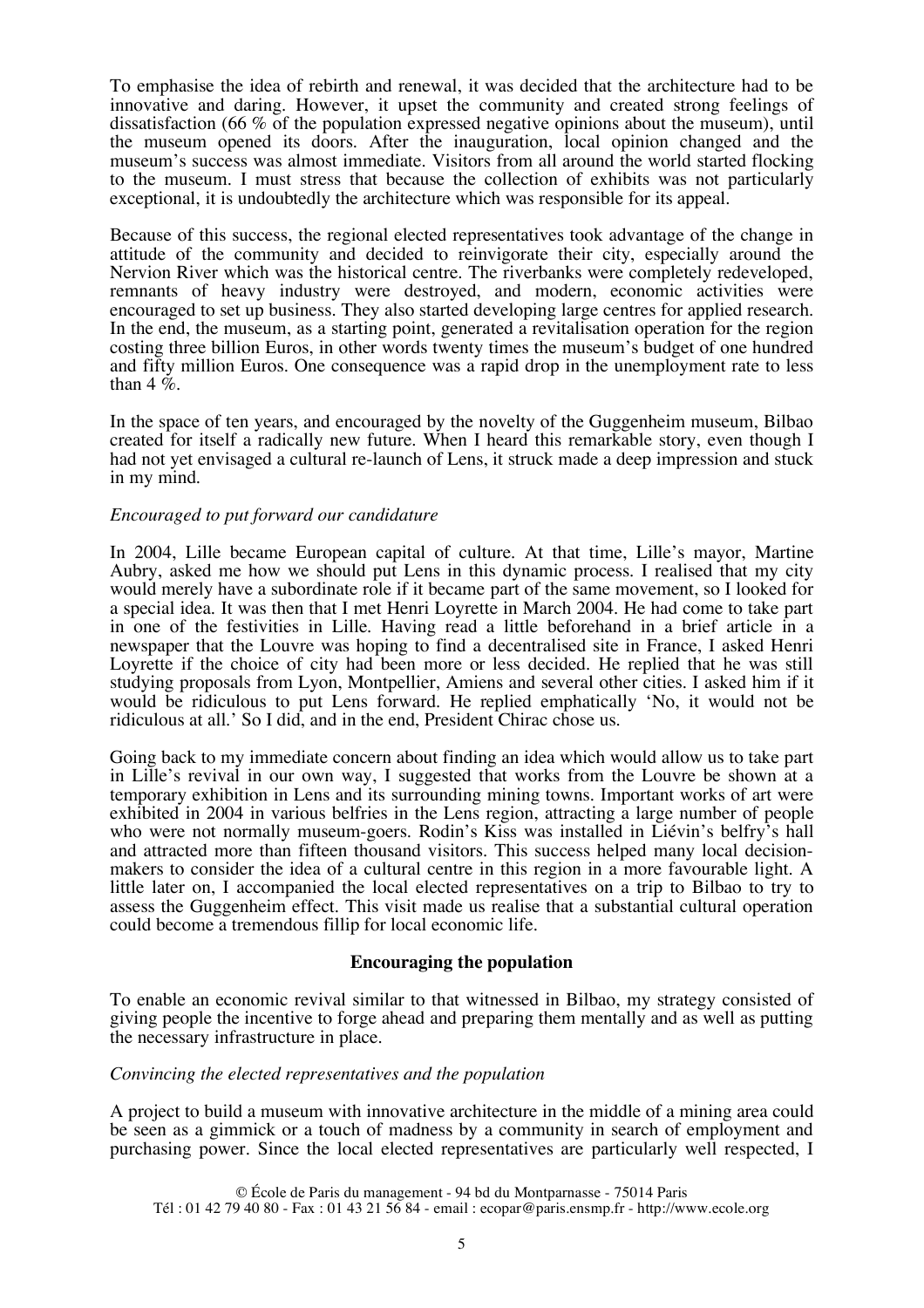To emphasise the idea of rebirth and renewal, it was decided that the architecture had to be innovative and daring. However, it upset the community and created strong feelings of dissatisfaction (66 % of the population expressed negative opinions about the museum), until the museum opened its doors. After the inauguration, local opinion changed and the museum's success was almost immediate. Visitors from all around the world started flocking to the museum. I must stress that because the collection of exhibits was not particularly exceptional, it is undoubtedly the architecture which was responsible for its appeal.

Because of this success, the regional elected representatives took advantage of the change in attitude of the community and decided to reinvigorate their city, especially around the Nervion River which was the historical centre. The riverbanks were completely redeveloped, remnants of heavy industry were destroyed, and modern, economic activities were encouraged to set up business. They also started developing large centres for applied research. In the end, the museum, as a starting point, generated a revitalisation operation for the region costing three billion Euros, in other words twenty times the museum's budget of one hundred and fifty million Euros. One consequence was a rapid drop in the unemployment rate to less than 4 %.

In the space of ten years, and encouraged by the novelty of the Guggenheim museum, Bilbao created for itself a radically new future. When I heard this remarkable story, even though I had not yet envisaged a cultural re-launch of Lens, it struck made a deep impression and stuck in my mind.

*Encouraged to put forward our candidature*

In 2004, Lille became European capital of culture. At that time, Lille's mayor, Martine Aubry, asked me how we should put Lens in this dynamic process. I realised that my city would merely have a subordinate role if it became part of the same movement, so I looked for a special idea. It was then that I met Henri Loyrette in March 2004. He had come to take part in one of the festivities in Lille. Having read a little beforehand in a brief article in a newspaper that the Louvre was hoping to find a decentralised site in France, I asked Henri Loyrette if the choice of city had been more or less decided. He replied that he was still studying proposals from Lyon, Montpellier, Amiens and several other cities. I asked him if it would be ridiculous to put Lens forward. He replied emphatically 'No, it would not be ridiculous at all.' So I did, and in the end, President Chirac chose us.

Going back to my immediate concern about finding an idea which would allow us to take part in Lille's revival in our own way, I suggested that works from the Louvre be shown at a temporary exhibition in Lens and its surrounding mining towns. Important works of art were exhibited in 2004 in various belfries in the Lens region, attracting a large number of people who were not normally museum-goers. Rodin's Kiss was installed in Liévin's belfry's hall and attracted more than fifteen thousand visitors. This success helped many local decision-makers to consider the idea of a cultural centre in this region in a more favourable light. A little later on, I accompanied the local elected representatives on a trip to Bilbao to try to assess the Guggenheim effect. This visit made us realise that a substantial cultural operation could become a tremendous fillip for local economic life.

## Encouraging the population

To enable an economic revival similar to that witnessed in Bilbao, my strategy consisted of giving people the incentive to forge ahead and preparing them mentally and as well as putting the necessary infrastructure in place.

*Convincing the elected representatives and the population*

A project to build a museum with innovative architecture in the middle of a mining area could be seen as a gimmick or a touch of madness by a community in search of employment and purchasing power. Since the local elected representatives are particularly well respected, I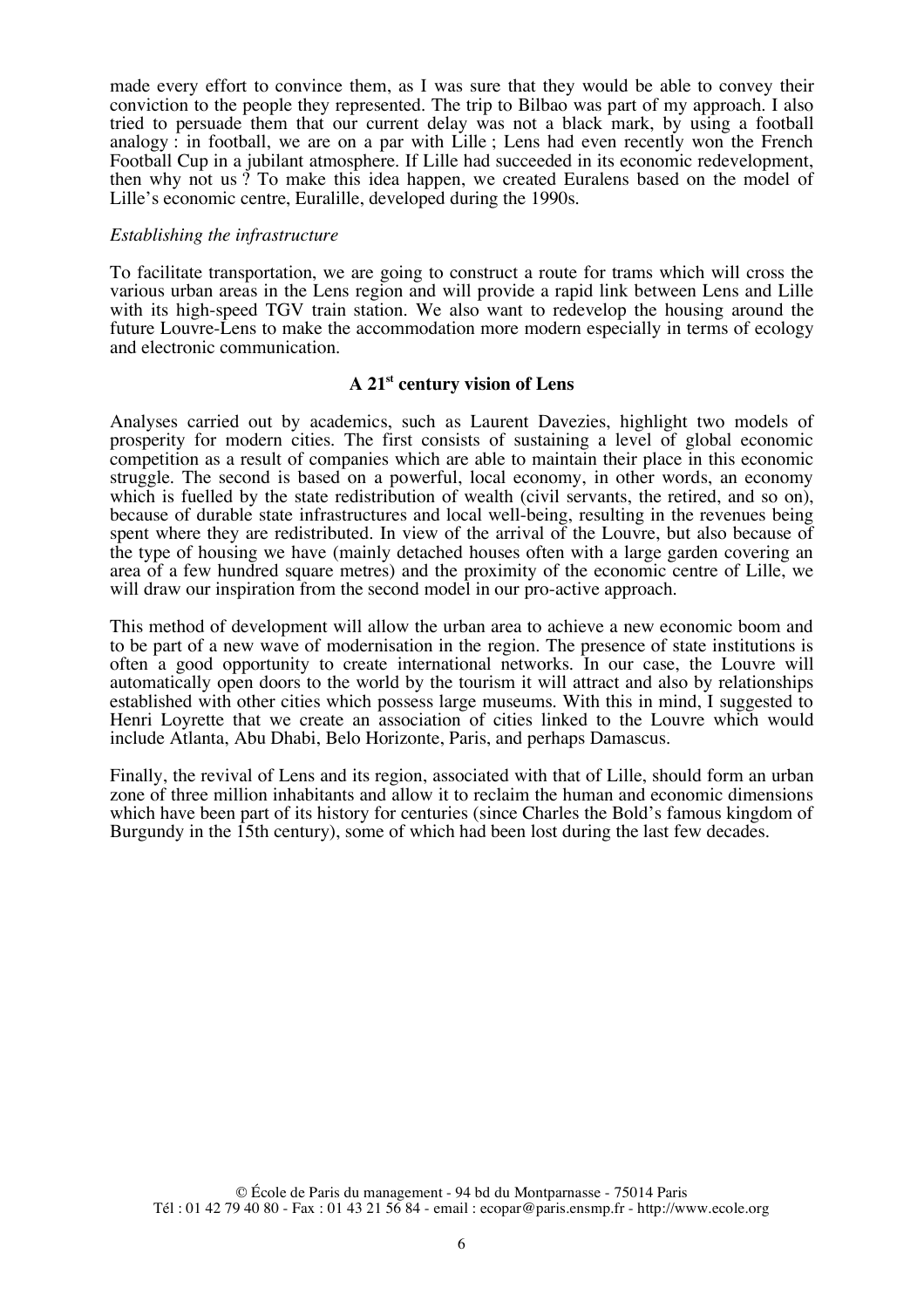made every effort to convince them, as I was sure that they would be able to convey their conviction to the people they represented. The trip to Bilbao was part of my approach. I also tried to persuade them that our current delay was not a black mark, by using a football analogy : in football, we are on a par with Lille ; Lens had even recently won the French Football Cup in a jubilant atmosphere. If Lille had succeeded in its economic redevelopment, then why not us ? To make this idea happen, we created Euralens based on the model of Lille's economic centre, Euralille, developed during the 1990s.

*Establishing the infrastructure*

To facilitate transportation, we are going to construct a route for trams which will cross the various urban areas in the Lens region and will provide a rapid link between Lens and Lille with its high-speed TGV train station. We also want to redevelop the housing around the future Louvre-Lens to make the accommodation more modern especially in terms of ecology and electronic communication.

### A 21st century vision of Lens

Analyses carried out by academics, such as Laurent Davezies, highlight two models of prosperity for modern cities. The first consists of sustaining a level of global economic competition as a result of companies which are able to maintain their place in this economic struggle. The second is based on a powerful, local economy, in other words, an economy which is fuelled by the state redistribution of wealth (civil servants, the retired, and so on), because of durable state infrastructures and local well-being, resulting in the revenues being spent where they are redistributed. In view of the arrival of the Louvre, but also because of the type of housing we have (mainly detached houses often with a large garden covering an area of a few hundred square metres) and the proximity of the economic centre of Lille, we will draw our inspiration from the second model in our pro-active approach.

This method of development will allow the urban area to achieve a new economic boom and to be part of a new wave of modernisation in the region. The presence of state institutions is often a good opportunity to create international networks. In our case, the Louvre will automatically open doors to the world by the tourism it will attract and also by relationships established with other cities which possess large museums. With this in mind, I suggested to Henri Loyrette that we create an association of cities linked to the Louvre which would include Atlanta, Abu Dhabi, Belo Horizonte, Paris, and perhaps Damascus.

Finally, the revival of Lens and its region, associated with that of Lille, should form an urban zone of three million inhabitants and allow it to reclaim the human and economic dimensions which have been part of its history for centuries (since Charles the Bold's famous kingdom of Burgundy in the 15th century), some of which had been lost during the last few decades.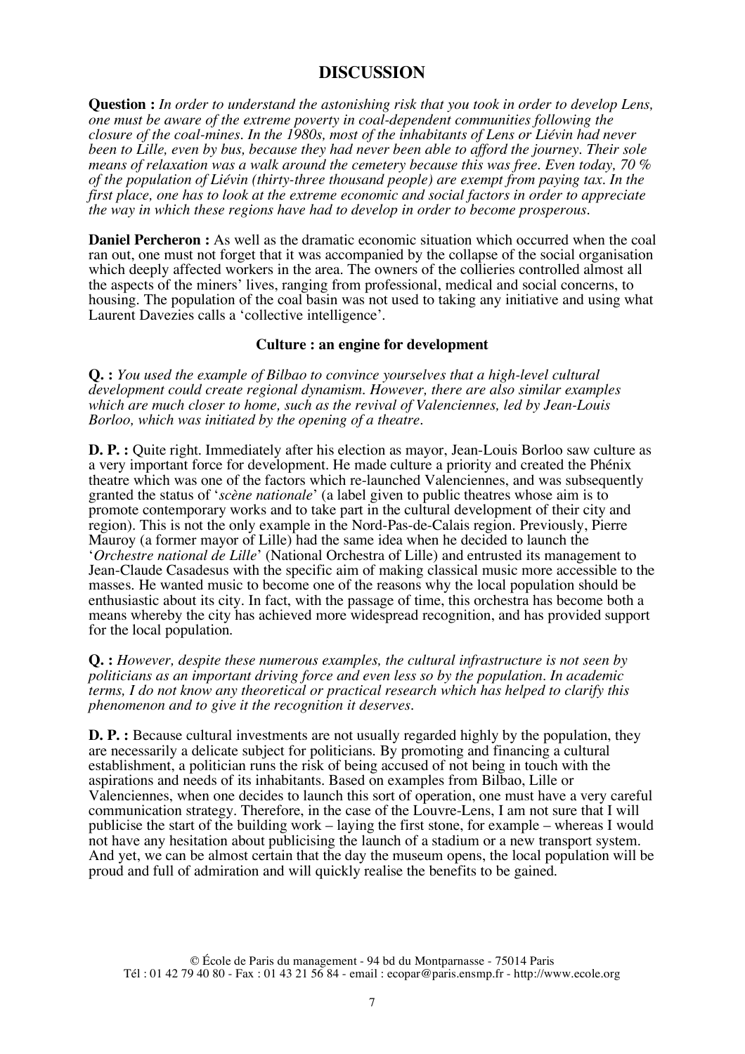## DISCUSSION

**Question :** *In order to understand the astonishing risk that you took in order to develop Lens, one must be aware of the extreme poverty in coal-dependent communities following the closure of the coal-mines. In the 1980s, most of the inhabitants of Lens or Liévin had never been to Lille, even by bus, because they had never been able to afford the journey. Their sole means of relaxation was a walk around the cemetery because this was free. Even today, 70 % of the population of Liévin (thirty-three thousand people) are exempt from paying tax. In the first place, one has to look at the extreme economic and social factors in order to appreciate the way in which these regions have had to develop in order to become prosperous.*

**Daniel Percheron :** As well as the dramatic economic situation which occurred when the coal ran out, one must not forget that it was accompanied by the collapse of the social organisation which deeply affected workers in the area. The owners of the collieries controlled almost all the aspects of the miners' lives, ranging from professional, medical and social concerns, to housing. The population of the coal basin was not used to taking any initiative and using what Laurent Davezies calls a 'collective intelligence'.

### Culture : an engine for development

**Q. :** *You used the example of Bilbao to convince yourselves that a high-level cultural development could create regional dynamism. However, there are also similar examples which are much closer to home, such as the revival of Valenciennes, led by Jean-Louis Borloo, which was initiated by the opening of a theatre.*

**D. P. :** Quite right. Immediately after his election as mayor, Jean-Louis Borloo saw culture as a very important force for development. He made culture a priority and created the Phénix theatre which was one of the factors which re-launched Valenciennes, and was subsequently granted the status of '*scène nationale*' (a label given to public theatres whose aim is to promote contemporary works and to take part in the cultural development of their city and region). This is not the only example in the Nord-Pas-de-Calais region. Previously, Pierre Mauroy (a former mayor of Lille) had the same idea when he decided to launch the '*Orchestre national de Lille*' (National Orchestra of Lille) and entrusted its management to Jean-Claude Casadesus with the specific aim of making classical music more accessible to the masses. He wanted music to become one of the reasons why the local population should be enthusiastic about its city. In fact, with the passage of time, this orchestra has become both a means whereby the city has achieved more widespread recognition, and has provided support for the local population.

**Q. :** *However, despite these numerous examples, the cultural infrastructure is not seen by politicians as an important driving force and even less so by the population. In academic terms, I do not know any theoretical or practical research which has helped to clarify this phenomenon and to give it the recognition it deserves.*

**D. P. :** Because cultural investments are not usually regarded highly by the population, they are necessarily a delicate subject for politicians. By promoting and financing a cultural establishment, a politician runs the risk of being accused of not being in touch with the aspirations and needs of its inhabitants. Based on examples from Bilbao, Lille or Valenciennes, when one decides to launch this sort of operation, one must have a very careful communication strategy. Therefore, in the case of the Louvre-Lens, I am not sure that I will publicise the start of the building work – laying the first stone, for example – whereas I would not have any hesitation about publicising the launch of a stadium or a new transport system. And yet, we can be almost certain that the day the museum opens, the local population will be proud and full of admiration and will quickly realise the benefits to be gained.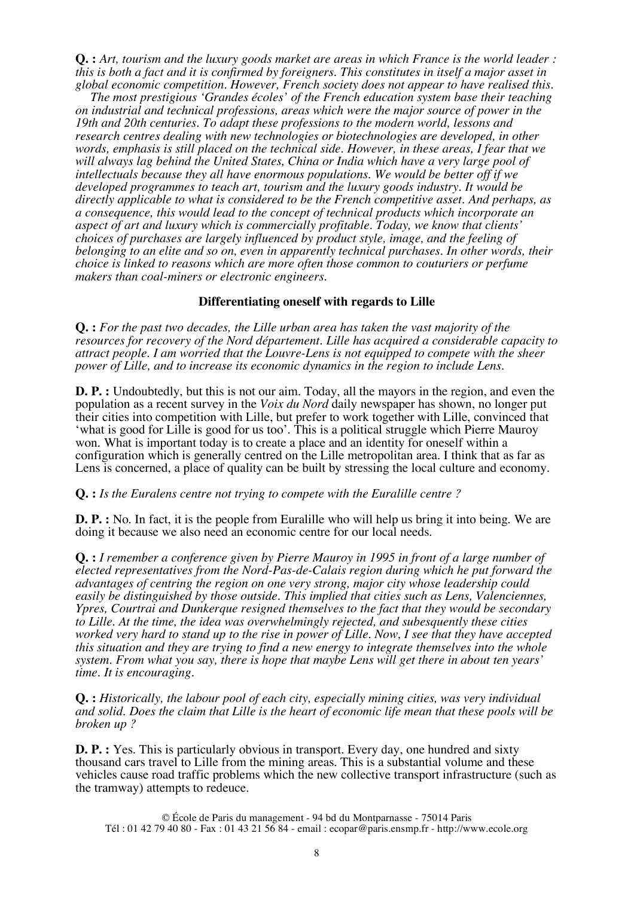**Q. :** *Art, tourism and the luxury goods market are areas in which France is the world leader : this is both a fact and it is confirmed by foreigners. This constitutes in itself a major asset in global economic competition. However, French society does not appear to have realised this.*

*The most prestigious 'Grandes écoles' of the French education system base their teaching on industrial and technical professions, areas which were the major source of power in the 19th and 20th centuries. To adapt these professions to the modern world, lessons and research centres dealing with new technologies or biotechnologies are developed, in other words, emphasis is still placed on the technical side. However, in these areas, I fear that we will always lag behind the United States, China or India which have a very large pool of intellectuals because they all have enormous populations. We would be better off if we developed programmes to teach art, tourism and the luxury goods industry. It would be directly applicable to what is considered to be the French competitive asset. And perhaps, as a consequence, this would lead to the concept of technical products which incorporate an aspect of art and luxury which is commercially profitable. Today, we know that clients' choices of purchases are largely influenced by product style, image, and the feeling of belonging to an elite and so on, even in apparently technical purchases. In other words, their choice is linked to reasons which are more often those common to couturiers or perfume makers than coal-miners or electronic engineers.*

## Differentiating oneself with regards to Lille

**Q. :** *For the past two decades, the Lille urban area has taken the vast majority of the resources for recovery of the Nord département. Lille has acquired a considerable capacity to attract people. I am worried that the Louvre-Lens is not equipped to compete with the sheer power of Lille, and to increase its economic dynamics in the region to include Lens.*

**D. P. :** Undoubtedly, but this is not our aim. Today, all the mayors in the region, and even the population as a recent survey in the *Voix du Nord* daily newspaper has shown, no longer put their cities into competition with Lille, but prefer to work together with Lille, convinced that 'what is good for Lille is good for us too'. This is a political struggle which Pierre Mauroy won. What is important today is to create a place and an identity for oneself within a configuration which is generally centred on the Lille metropolitan area. I think that as far as Lens is concerned, a place of quality can be built by stressing the local culture and economy.

**Q. :** *Is the Euralens centre not trying to compete with the Euralille centre ?*

**D. P. :** No. In fact, it is the people from Euralille who will help us bring it into being. We are doing it because we also need an economic centre for our local needs.

**Q. :** *I remember a conference given by Pierre Mauroy in 1995 in front of a large number of elected representatives from the Nord-Pas-de-Calais region during which he put forward the advantages of centring the region on one very strong, major city whose leadership could easily be distinguished by those outside. This implied that cities such as Lens, Valenciennes, Ypres, Courtrai and Dunkerque resigned themselves to the fact that they would be secondary to Lille. At the time, the idea was overwhelmingly rejected, and subsequently these cities worked very hard to stand up to the rise in power of Lille. Now, I see that they have accepted this situation and they are trying to find a new energy to integrate themselves into the whole system. From what you say, there is hope that maybe Lens will get there in about ten years' time. It is encouraging.*

**Q. :** *Historically, the labour pool of each city, especially mining cities, was very individual and solid. Does the claim that Lille is the heart of economic life mean that these pools will be broken up ?*

**D. P. :** Yes. This is particularly obvious in transport. Every day, one hundred and sixty thousand cars travel to Lille from the mining areas. This is a substantial volume and these vehicles cause road traffic problems which the new collective transport infrastructure (such as the tramway) attempts to redeuce.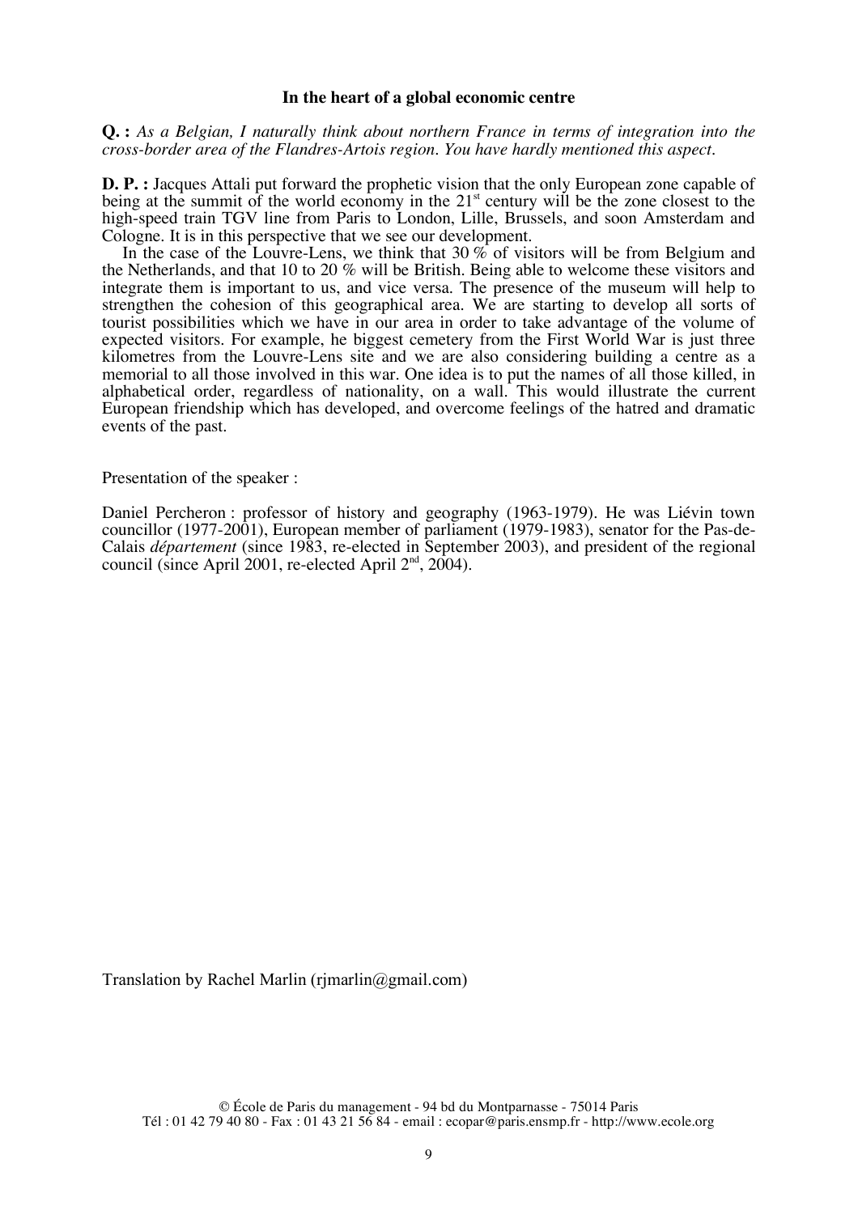### In the heart of a global economic centre

**Q. :** *As a Belgian, I naturally think about northern France in terms of integration into the cross-border area of the Flandres-Artois region. You have hardly mentioned this aspect.*

**D. P. :** Jacques Attali put forward the prophetic vision that the only European zone capable of being at the summit of the world economy in the 21st century will be the zone closest to the high-speed train TGV line from Paris to London, Lille, Brussels, and soon Amsterdam and Cologne. It is in this perspective that we see our development.

In the case of the Louvre-Lens, we think that 30 % of visitors will be from Belgium and the Netherlands, and that 10 to 20 % will be British. Being able to welcome these visitors and integrate them is important to us, and vice versa. The presence of the museum will help to strengthen the cohesion of this geographical area. We are starting to develop all sorts of tourist possibilities which we have in our area in order to take advantage of the volume of expected visitors. For example, he biggest cemetery from the First World War is just three kilometres from the Louvre-Lens site and we are also considering building a centre as a memorial to all those involved in this war. One idea is to put the names of all those killed, in alphabetical order, regardless of nationality, on a wall. This would illustrate the current European friendship which has developed, and overcome feelings of the hatred and dramatic events of the past.

Presentation of the speaker :

Daniel Percheron : professor of history and geography (1963-1979). He was Liévin town councillor (1977-2001), European member of parliament (1979-1983), senator for the Pas-de-Calais *département* (since 1983, re-elected in September 2003), and president of the regional council (since April 2001, re-elected April 2nd, 2004).

Translation by Rachel Marlin (rjmarlin@gmail.com)

© École de Paris du management - 94 bd du Montparnasse - 75014 Paris
Tél : 01 42 79 40 80 - Fax : 01 43 21 56 84 - email : ecopar@paris.ensmp.fr - http://www.ecole.org